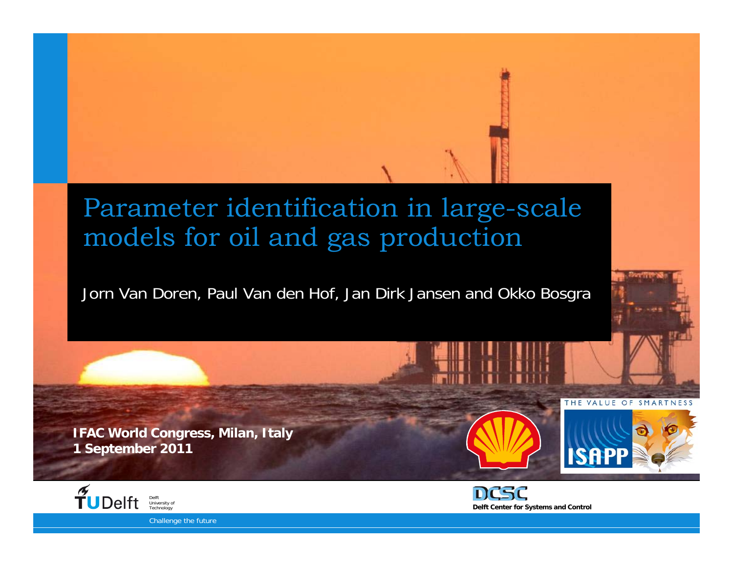# Parameter identification in large-scale models for oil and gas production

Jorn Van Doren, Paul Van den Hof, Jan Dirk Jansen and Okko Bosgra

**IFAC World Congress, Milan, Italy**
**1 September 2011**

THE VALUE OF SMARTNESS

ISAPP

TU Delft — Delft University of Technology

DCSC — Delft Center for Systems and Control

Challenge the future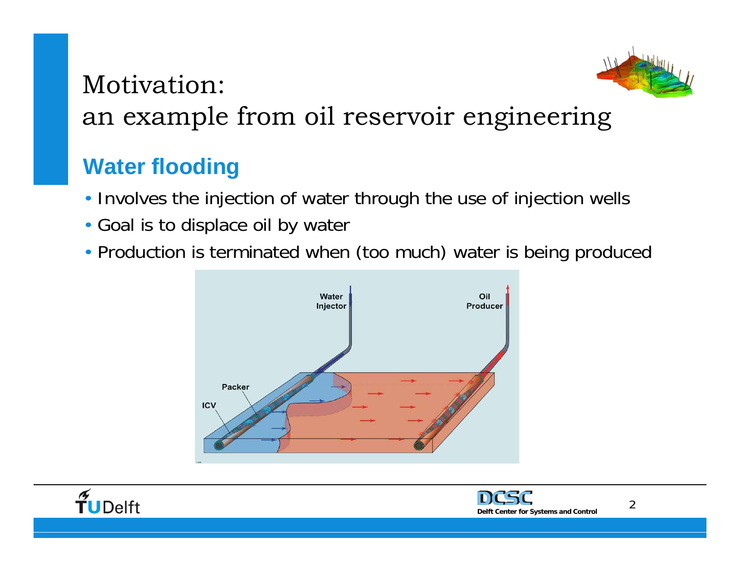# Motivation: an example from oil reservoir engineering

## Water flooding

- Involves the injection of water through the use of injection wells
- Goal is to displace oil by water
- Production is terminated when (too much) water is being produced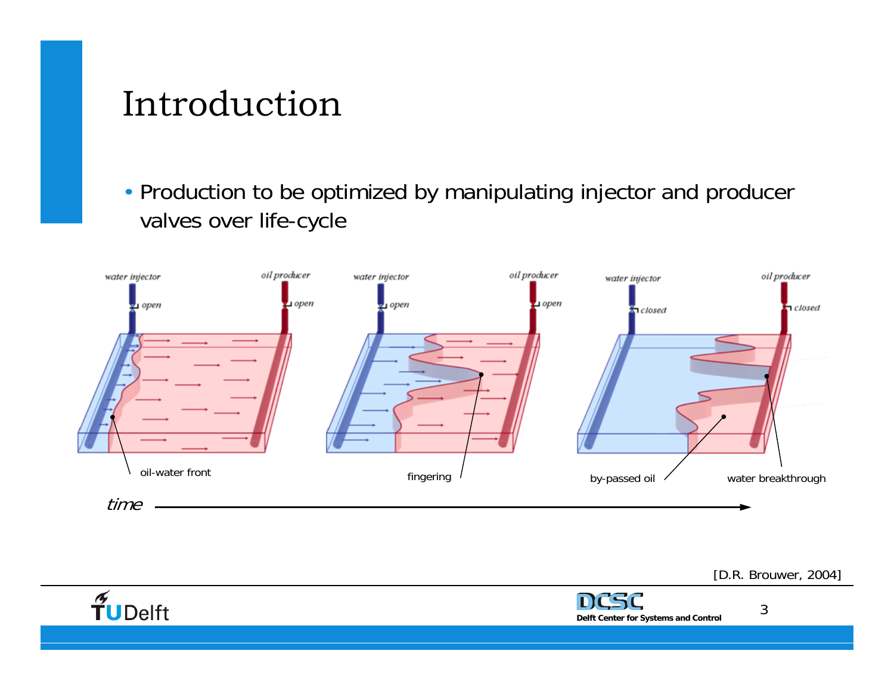# Introduction

- Production to be optimized by manipulating injector and producer valves over life-cycle

water injector — open | oil producer — open | water injector — open | oil producer — open | water injector — closed | oil producer — closed

oil-water front | fingering | by-passed oil | water breakthrough

*time* ⟶

[D.R. Brouwer, 2004]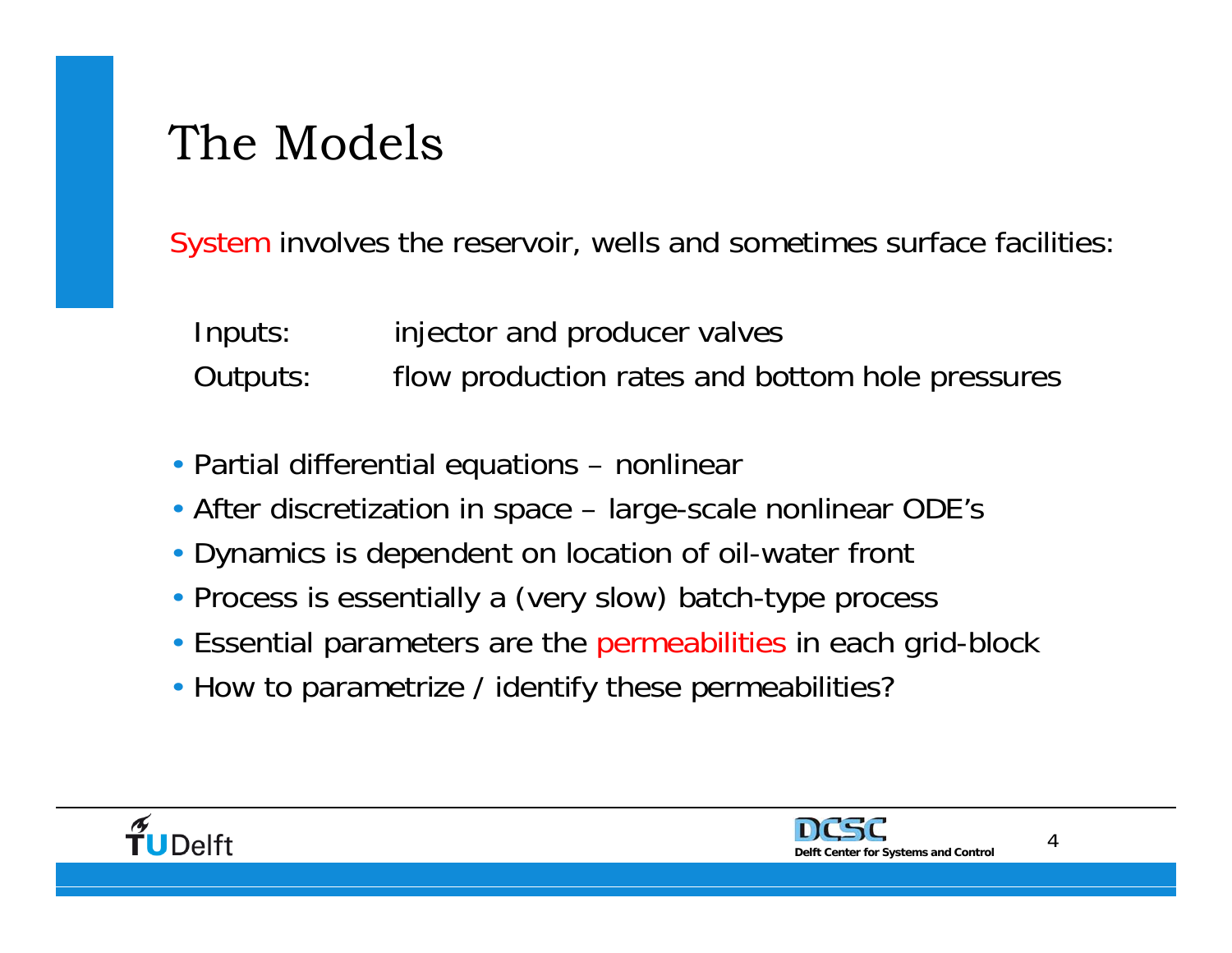# The Models

System involves the reservoir, wells and sometimes surface facilities:

Inputs: injector and producer valves

Outputs: flow production rates and bottom hole pressures

- Partial differential equations – nonlinear
- After discretization in space – large-scale nonlinear ODE's
- Dynamics is dependent on location of oil-water front
- Process is essentially a (very slow) batch-type process
- Essential parameters are the permeabilities in each grid-block
- How to parametrize / identify these permeabilities?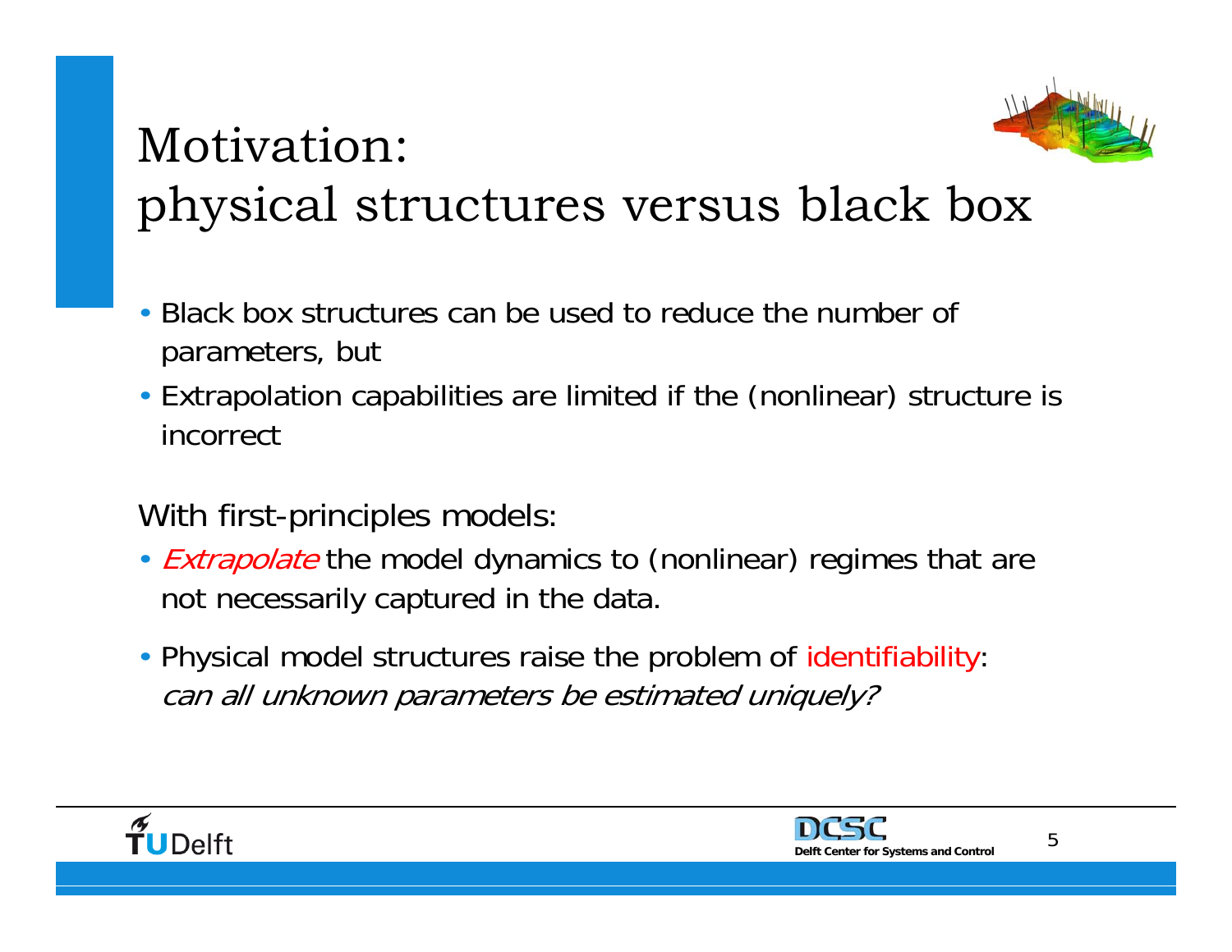# Motivation: physical structures versus black box

- Black box structures can be used to reduce the number of parameters, but
- Extrapolation capabilities are limited if the (nonlinear) structure is incorrect

With first-principles models:

- *Extrapolate* the model dynamics to (nonlinear) regimes that are not necessarily captured in the data.
- Physical model structures raise the problem of identifiability: *can all unknown parameters be estimated uniquely?*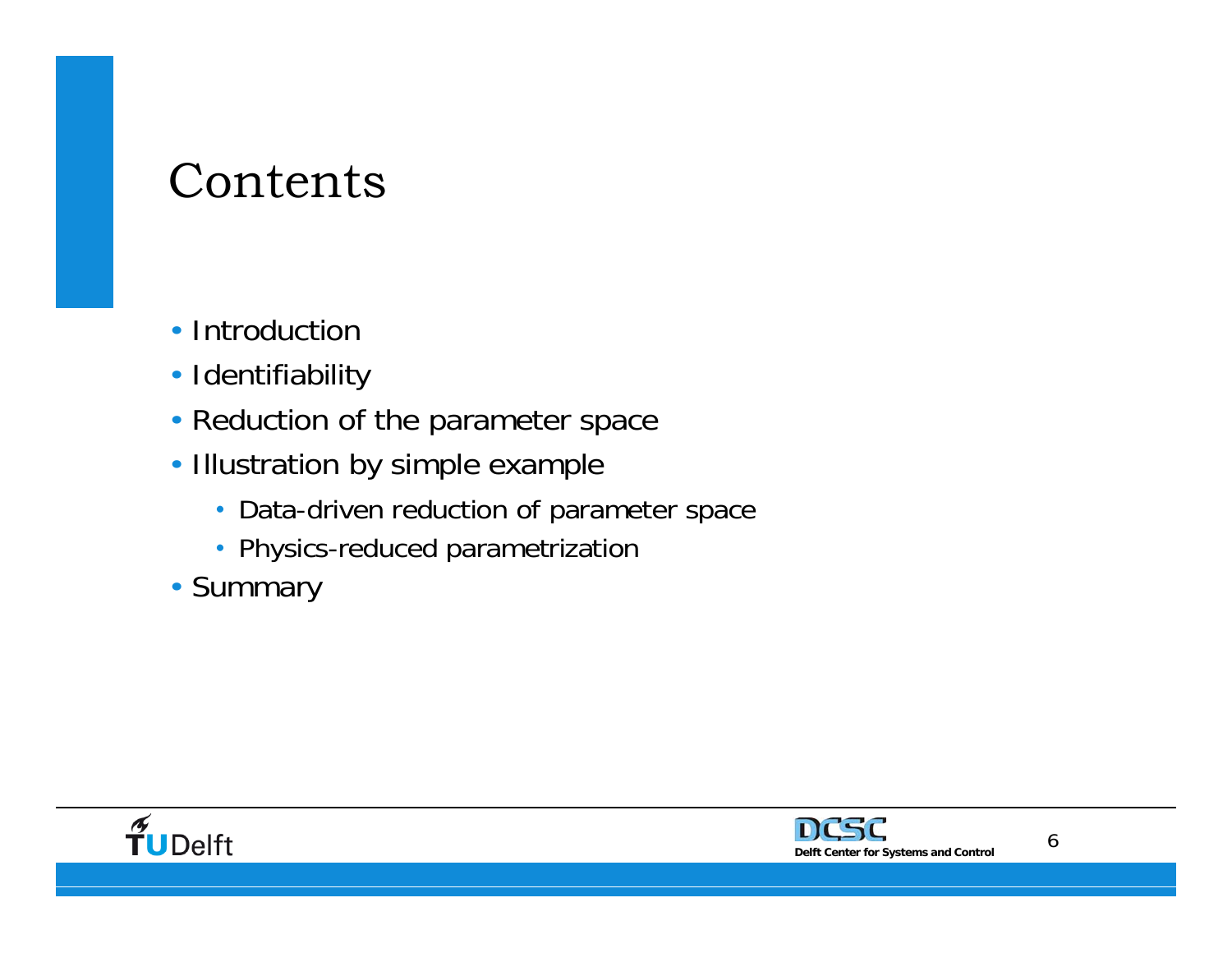# Contents

- Introduction
- Identifiability
- Reduction of the parameter space
- Illustration by simple example
  - Data-driven reduction of parameter space
  - Physics-reduced parametrization
- Summary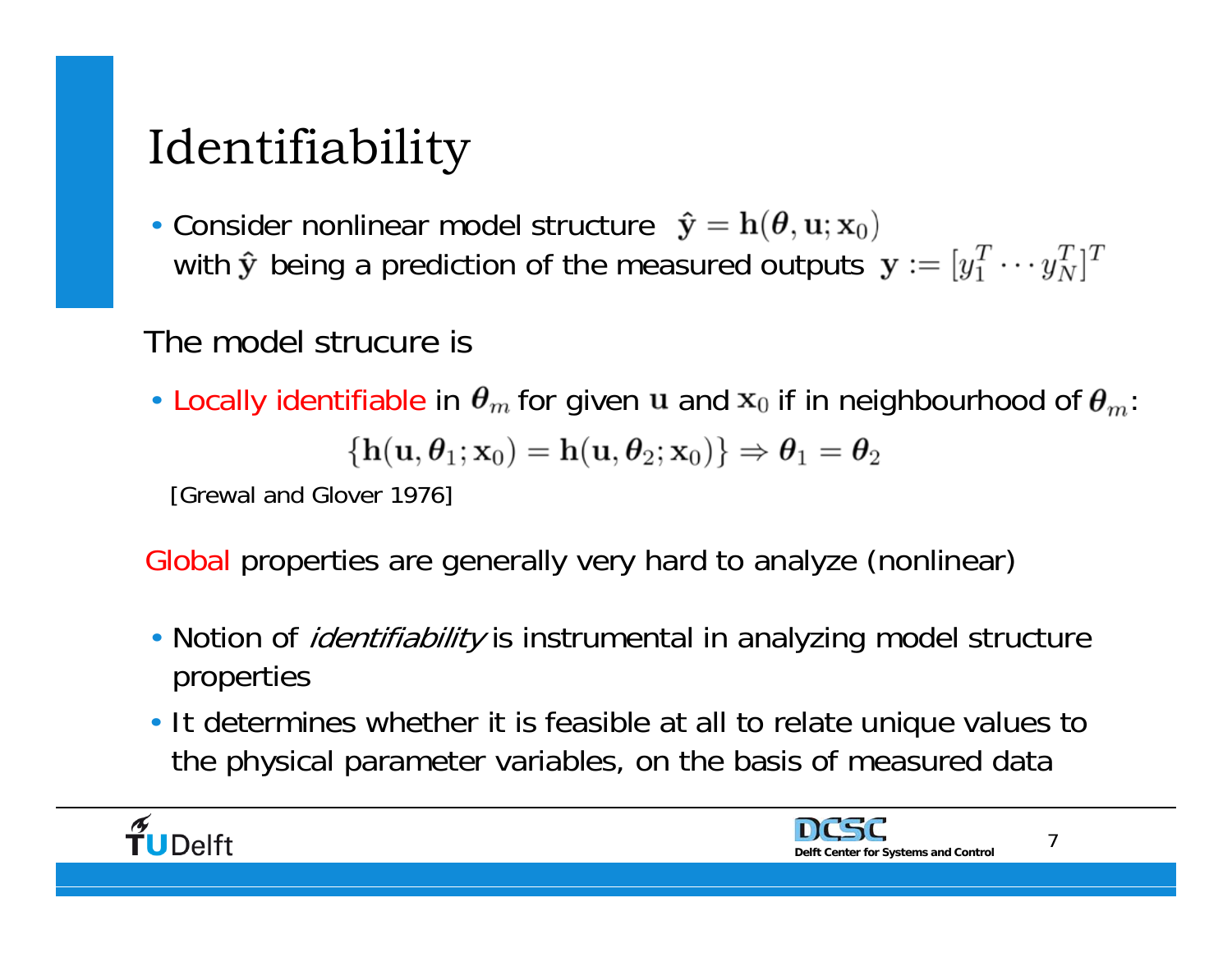# Identifiability

- Consider nonlinear model structure $\hat{\mathbf{y}} = \mathbf{h}(\boldsymbol{\theta}, \mathbf{u}; \mathbf{x}_0)$ with $\hat{\mathbf{y}}$ being a prediction of the measured outputs $\mathbf{y} := [y_1^T \cdots y_N^T]^T$

The model strucure is

- Locally identifiable in $\boldsymbol{\theta}_m$ for given $\mathbf{u}$ and $\mathbf{x}_0$ if in neighbourhood of $\boldsymbol{\theta}_m$:

$$\{\mathbf{h}(\mathbf{u}, \boldsymbol{\theta}_1; \mathbf{x}_0) = \mathbf{h}(\mathbf{u}, \boldsymbol{\theta}_2; \mathbf{x}_0)\} \Rightarrow \boldsymbol{\theta}_1 = \boldsymbol{\theta}_2$$

[Grewal and Glover 1976]

Global properties are generally very hard to analyze (nonlinear)

- Notion of *identifiability* is instrumental in analyzing model structure properties
- It determines whether it is feasible at all to relate unique values to the physical parameter variables, on the basis of measured data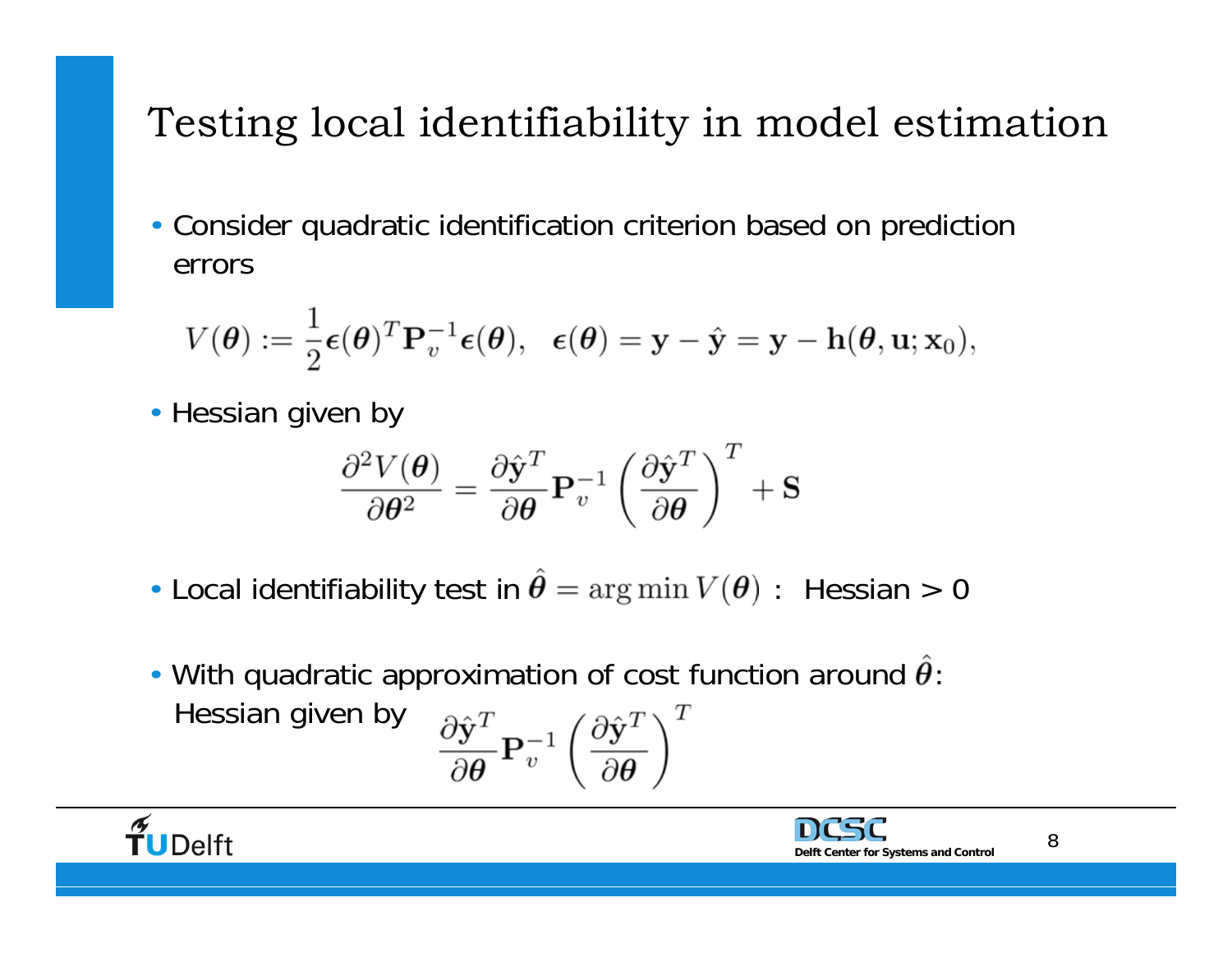# Testing local identifiability in model estimation

- Consider quadratic identification criterion based on prediction errors

$$V(\boldsymbol{\theta}) := \frac{1}{2}\boldsymbol{\epsilon}(\boldsymbol{\theta})^T \mathbf{P}_v^{-1} \boldsymbol{\epsilon}(\boldsymbol{\theta}), \quad \boldsymbol{\epsilon}(\boldsymbol{\theta}) = \mathbf{y} - \hat{\mathbf{y}} = \mathbf{y} - \mathbf{h}(\boldsymbol{\theta}, \mathbf{u}; \mathbf{x}_0),$$

- Hessian given by

$$\frac{\partial^2 V(\boldsymbol{\theta})}{\partial \boldsymbol{\theta}^2} = \frac{\partial \hat{\mathbf{y}}^T}{\partial \boldsymbol{\theta}} \mathbf{P}_v^{-1} \left( \frac{\partial \hat{\mathbf{y}}^T}{\partial \boldsymbol{\theta}} \right)^T + \mathbf{S}$$

- Local identifiability test in $\hat{\boldsymbol{\theta}} = \arg\min V(\boldsymbol{\theta})$ : Hessian > 0

- With quadratic approximation of cost function around $\hat{\boldsymbol{\theta}}$:
  Hessian given by $\frac{\partial \hat{\mathbf{y}}^T}{\partial \boldsymbol{\theta}} \mathbf{P}_v^{-1} \left( \frac{\partial \hat{\mathbf{y}}^T}{\partial \boldsymbol{\theta}} \right)^T$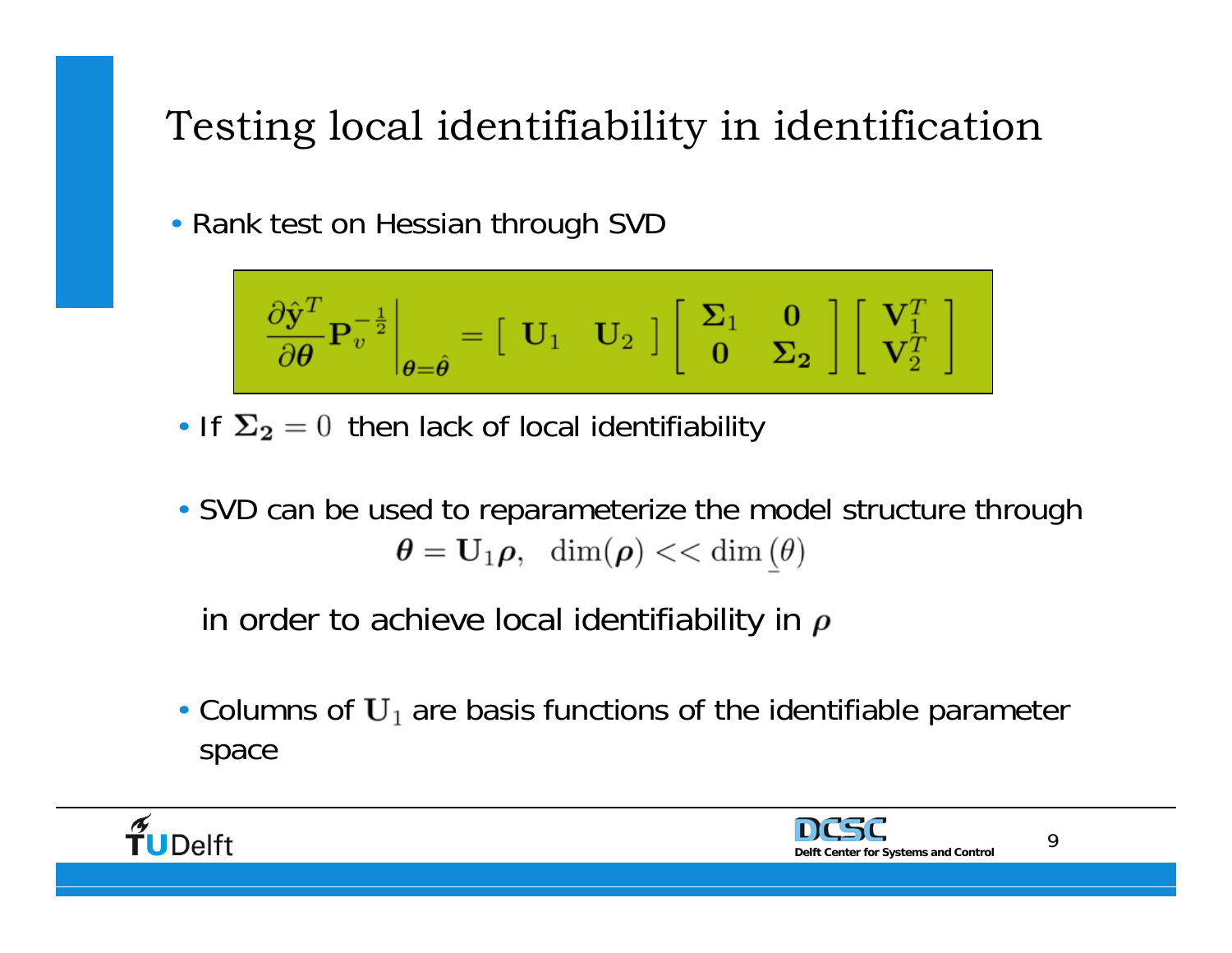# Testing local identifiability in identification

- Rank test on Hessian through SVD

$$\left. \frac{\partial \hat{\mathbf{y}}^T}{\partial \boldsymbol{\theta}} \mathbf{P}_v^{-\frac{1}{2}} \right|_{\boldsymbol{\theta}=\hat{\boldsymbol{\theta}}} = \begin{bmatrix} \mathbf{U}_1 & \mathbf{U}_2 \end{bmatrix} \begin{bmatrix} \boldsymbol{\Sigma}_1 & \mathbf{0} \\ \mathbf{0} & \boldsymbol{\Sigma}_\mathbf{2} \end{bmatrix} \begin{bmatrix} \mathbf{V}_1^T \\ \mathbf{V}_2^T \end{bmatrix}$$

- If $\boldsymbol{\Sigma}_\mathbf{2} = 0$ then lack of local identifiability

- SVD can be used to reparameterize the model structure through

$$\boldsymbol{\theta} = \mathbf{U}_1 \boldsymbol{\rho}, \quad \dim(\boldsymbol{\rho}) << \dim(\underline{\theta})$$

  in order to achieve local identifiability in $\boldsymbol{\rho}$

- Columns of $\mathbf{U}_1$ are basis functions of the identifiable parameter space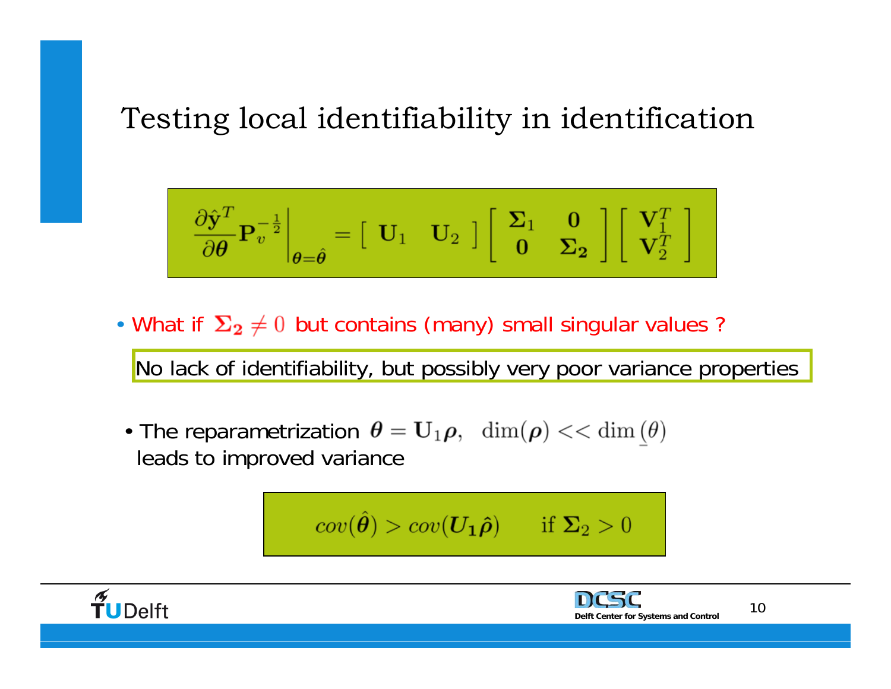# Testing local identifiability in identification

$$\left.\frac{\partial \hat{\mathbf{y}}^T}{\partial \boldsymbol{\theta}} \mathbf{P}_v^{-\frac{1}{2}}\right|_{\boldsymbol{\theta}=\hat{\boldsymbol{\theta}}} = \begin{bmatrix} \mathbf{U}_1 & \mathbf{U}_2 \end{bmatrix} \begin{bmatrix} \boldsymbol{\Sigma}_1 & \mathbf{0} \\ \mathbf{0} & \boldsymbol{\Sigma}_2 \end{bmatrix} \begin{bmatrix} \mathbf{V}_1^T \\ \mathbf{V}_2^T \end{bmatrix}$$

- What if $\boldsymbol{\Sigma}_2 \neq 0$ but contains (many) small singular values ?

No lack of identifiability, but possibly very poor variance properties

- The reparametrization $\boldsymbol{\theta} = \mathbf{U}_1 \boldsymbol{\rho}, \quad \dim(\boldsymbol{\rho}) << \dim(\underline{\theta})$ leads to improved variance

$$cov(\hat{\boldsymbol{\theta}}) > cov(\boldsymbol{U_1}\hat{\boldsymbol{\rho}}) \qquad \text{if } \boldsymbol{\Sigma}_2 > 0$$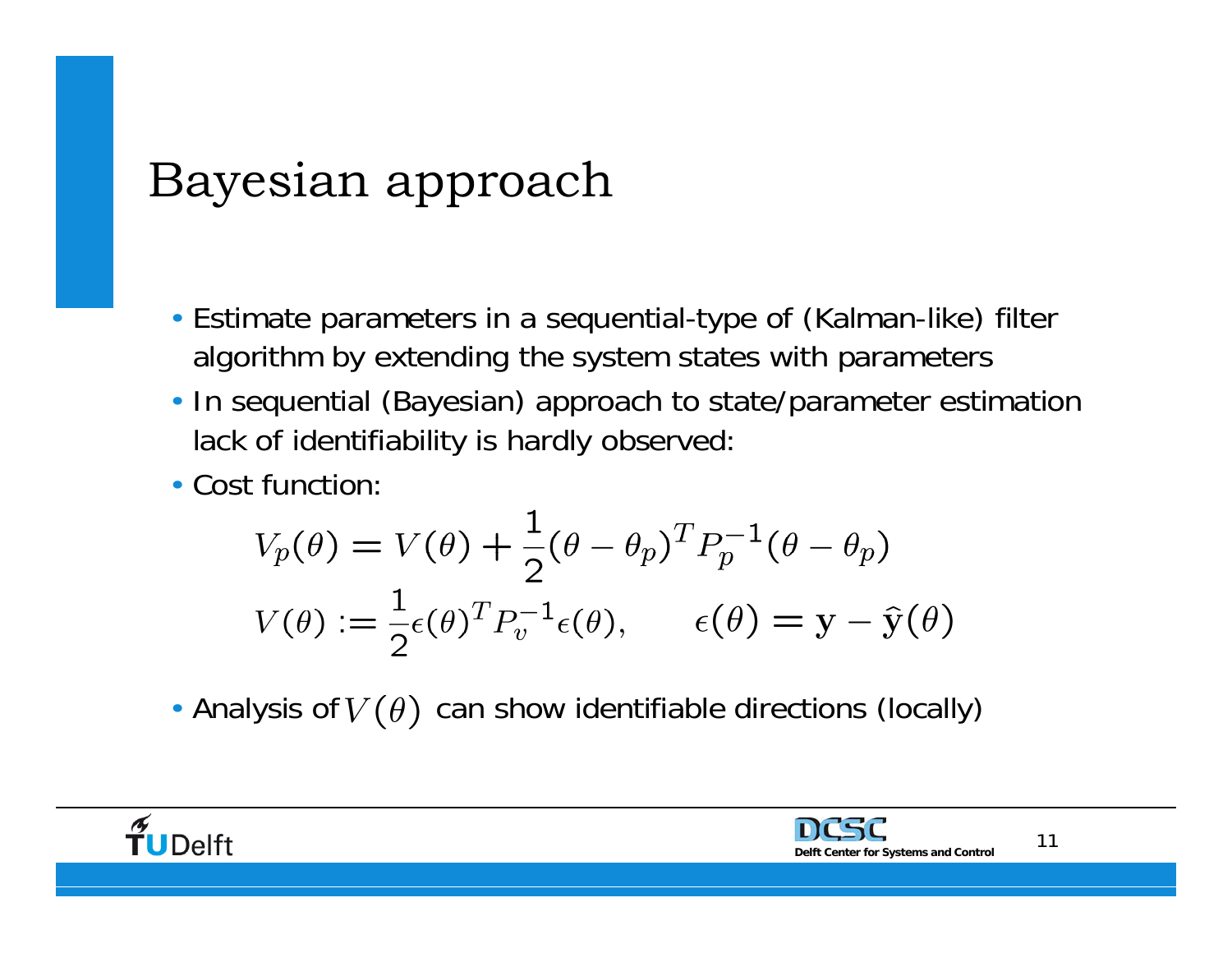# Bayesian approach

- Estimate parameters in a sequential-type of (Kalman-like) filter algorithm by extending the system states with parameters
- In sequential (Bayesian) approach to state/parameter estimation lack of identifiability is hardly observed:
- Cost function:

$$V_p(\theta) = V(\theta) + \frac{1}{2}(\theta - \theta_p)^T P_p^{-1}(\theta - \theta_p)$$

$$V(\theta) := \frac{1}{2}\epsilon(\theta)^T P_v^{-1}\epsilon(\theta), \qquad \epsilon(\theta) = \mathbf{y} - \hat{\mathbf{y}}(\theta)$$

- Analysis of $V(\theta)$ can show identifiable directions (locally)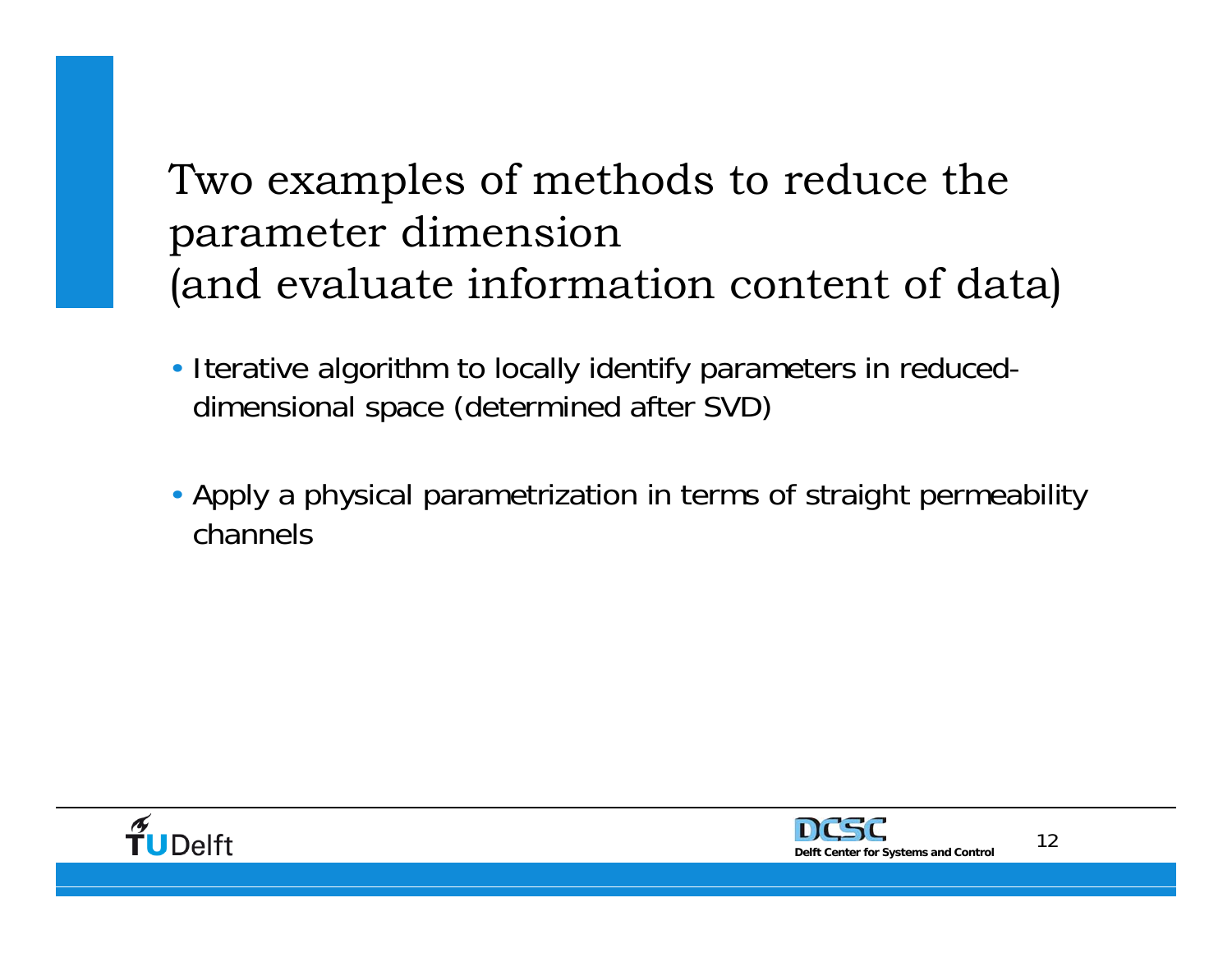# Two examples of methods to reduce the parameter dimension (and evaluate information content of data)

- Iterative algorithm to locally identify parameters in reduced-dimensional space (determined after SVD)
- Apply a physical parametrization in terms of straight permeability channels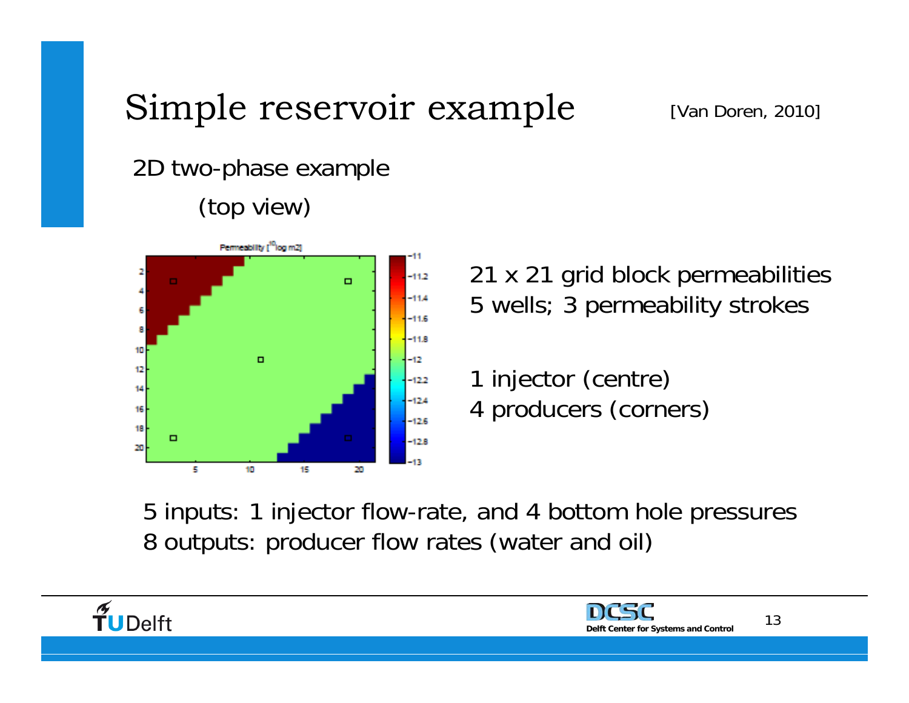# Simple reservoir example

[Van Doren, 2010]

2D two-phase example

(top view)

21 x 21 grid block permeabilities
5 wells; 3 permeability strokes

1 injector (centre)
4 producers (corners)

5 inputs: 1 injector flow-rate, and 4 bottom hole pressures
8 outputs: producer flow rates (water and oil)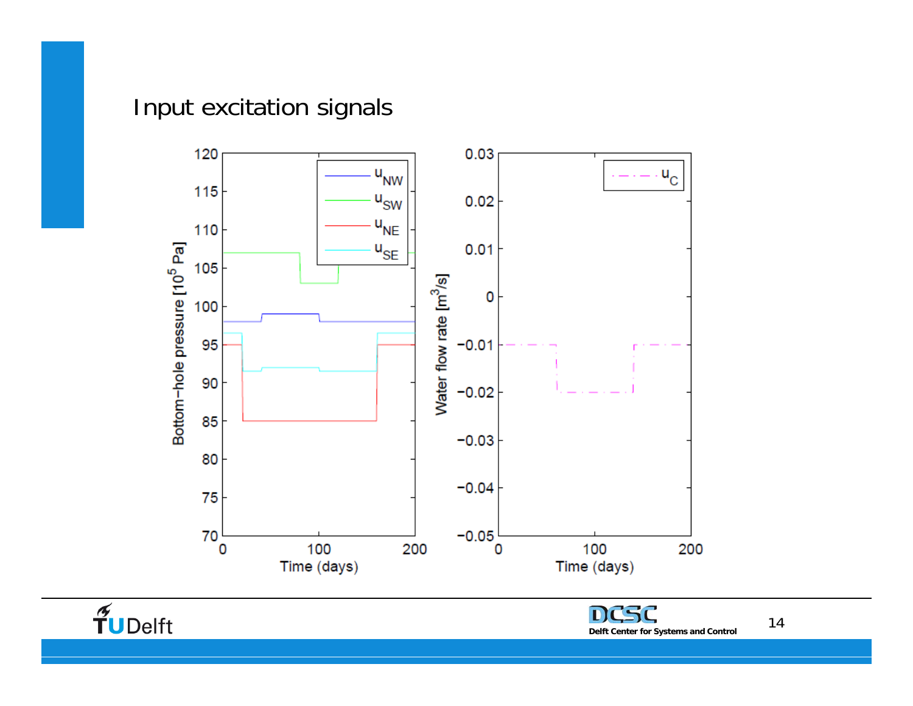## Input excitation signals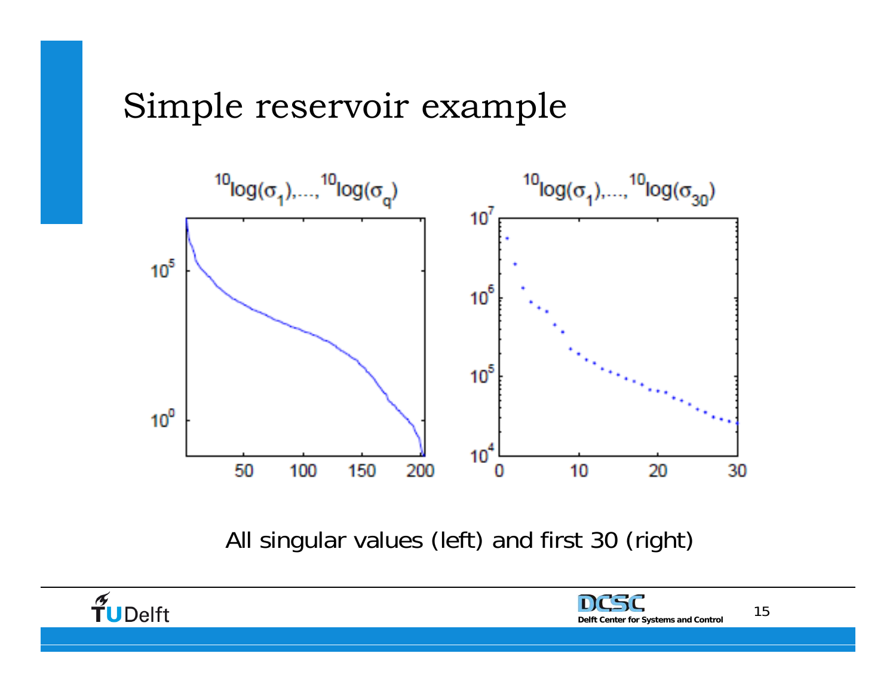# Simple reservoir example

$^{10}\log(\sigma_1),\ldots,^{10}\log(\sigma_q)$

$^{10}\log(\sigma_1),\ldots,^{10}\log(\sigma_{30})$

All singular values (left) and first 30 (right)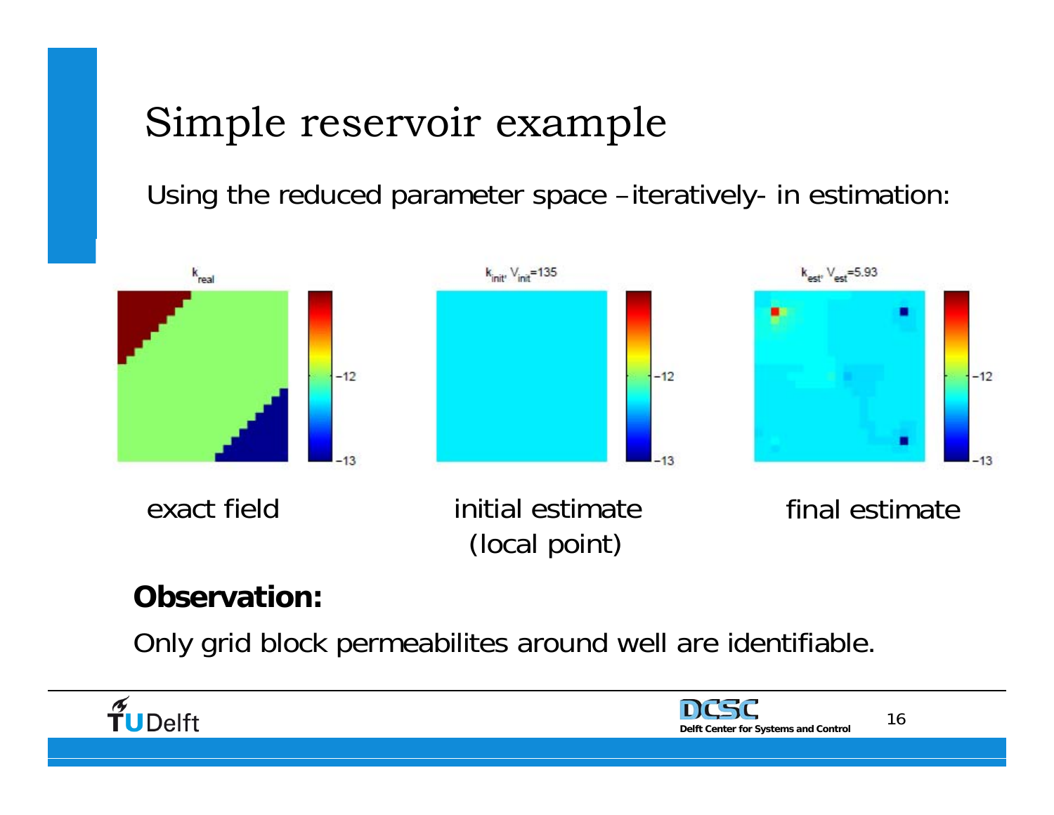# Simple reservoir example

Using the reduced parameter space –iteratively- in estimation:

$k_{real}$

$k_{init}$, $V_{init}$=135

$k_{est}$, $V_{est}$=5.93

exact field

initial estimate (local point)

final estimate

**Observation:**

Only grid block permeabilites around well are identifiable.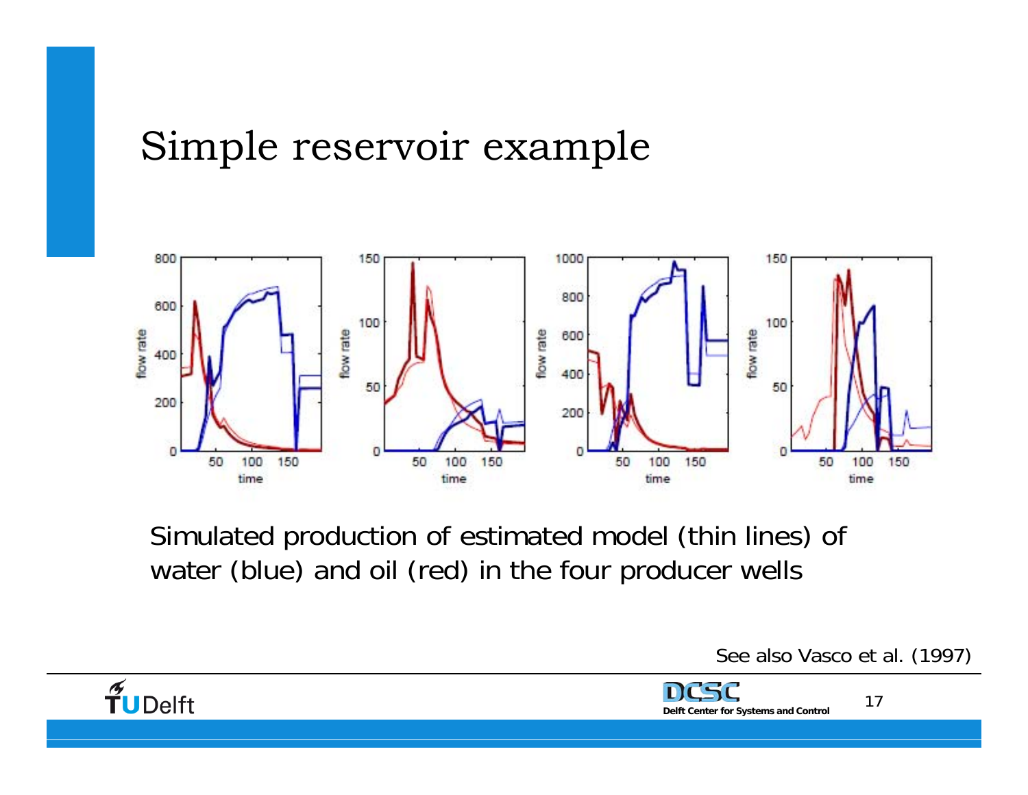# Simple reservoir example

Simulated production of estimated model (thin lines) of water (blue) and oil (red) in the four producer wells

See also Vasco et al. (1997)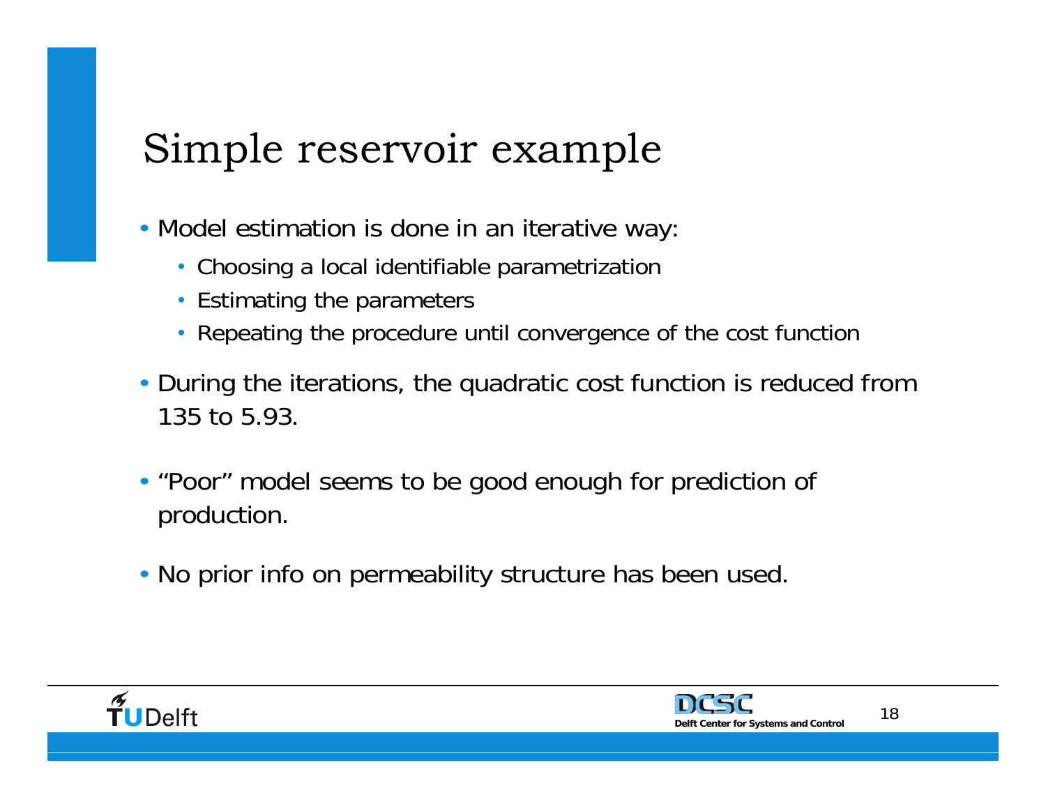# Simple reservoir example

- Model estimation is done in an iterative way:
  - Choosing a local identifiable parametrization
  - Estimating the parameters
  - Repeating the procedure until convergence of the cost function
- During the iterations, the quadratic cost function is reduced from 135 to 5.93.
- "Poor" model seems to be good enough for prediction of production.
- No prior info on permeability structure has been used.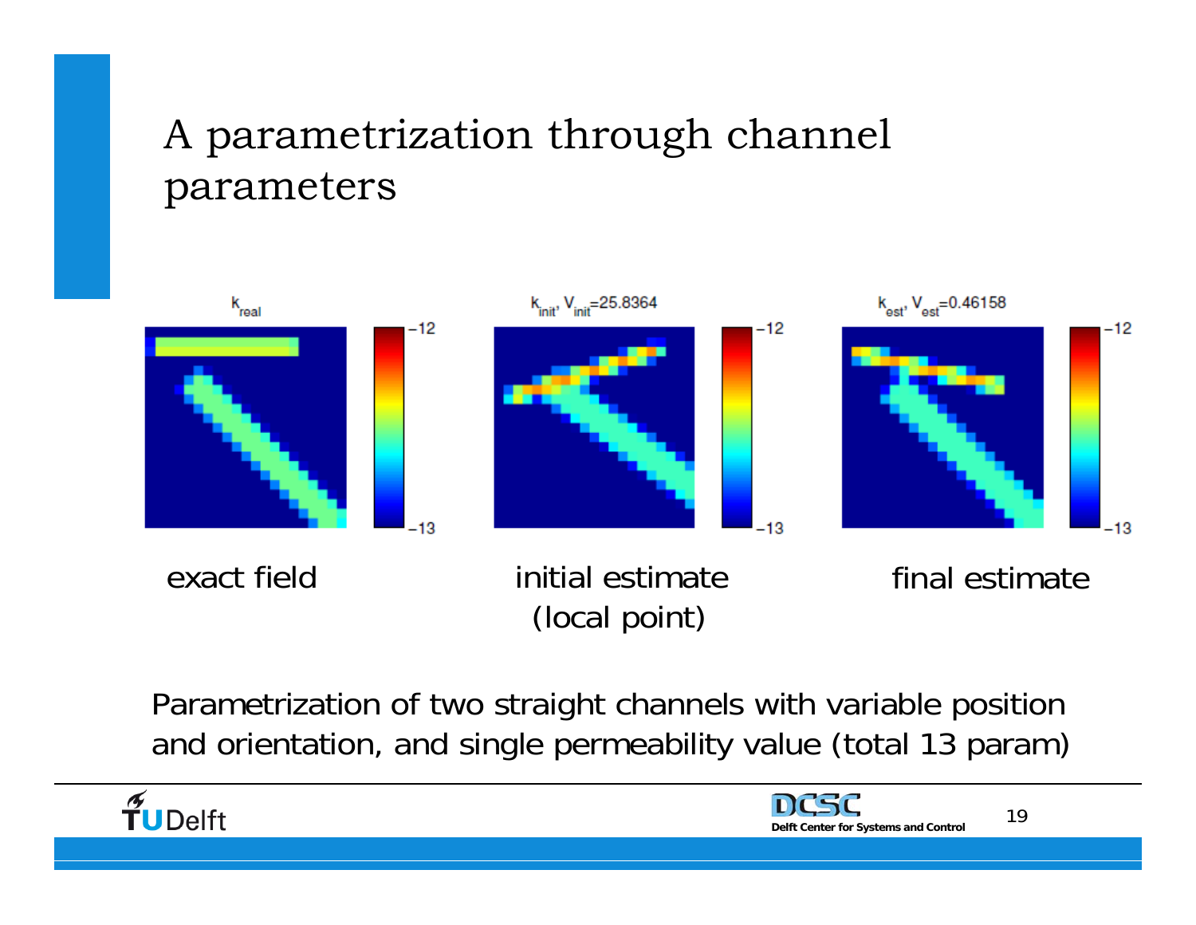# A parametrization through channel parameters

$k_{real}$

$k_{init}$, $V_{init}$=25.8364

$k_{est}$, $V_{est}$=0.46158

exact field

initial estimate (local point)

final estimate

Parametrization of two straight channels with variable position and orientation, and single permeability value (total 13 param)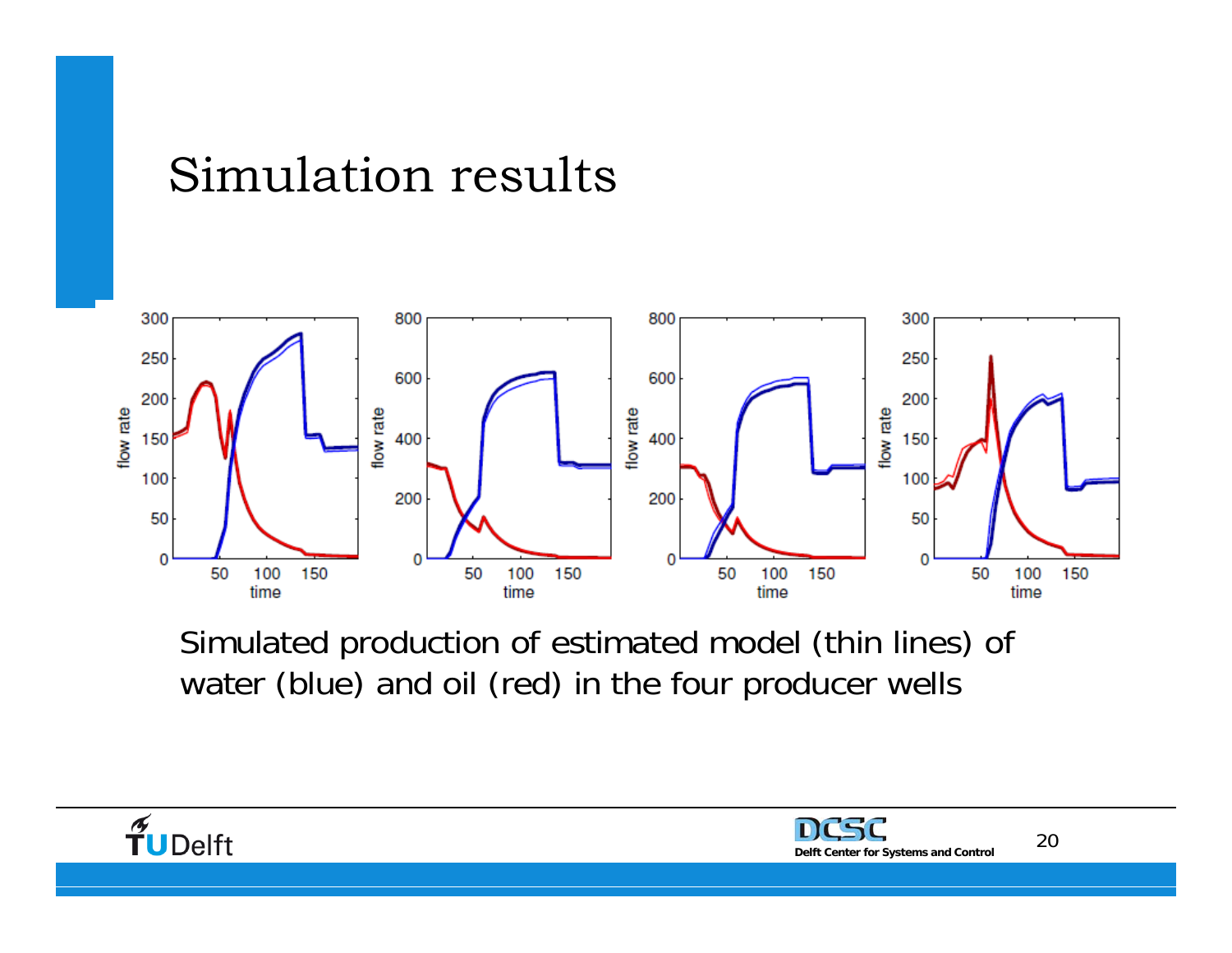# Simulation results

Simulated production of estimated model (thin lines) of water (blue) and oil (red) in the four producer wells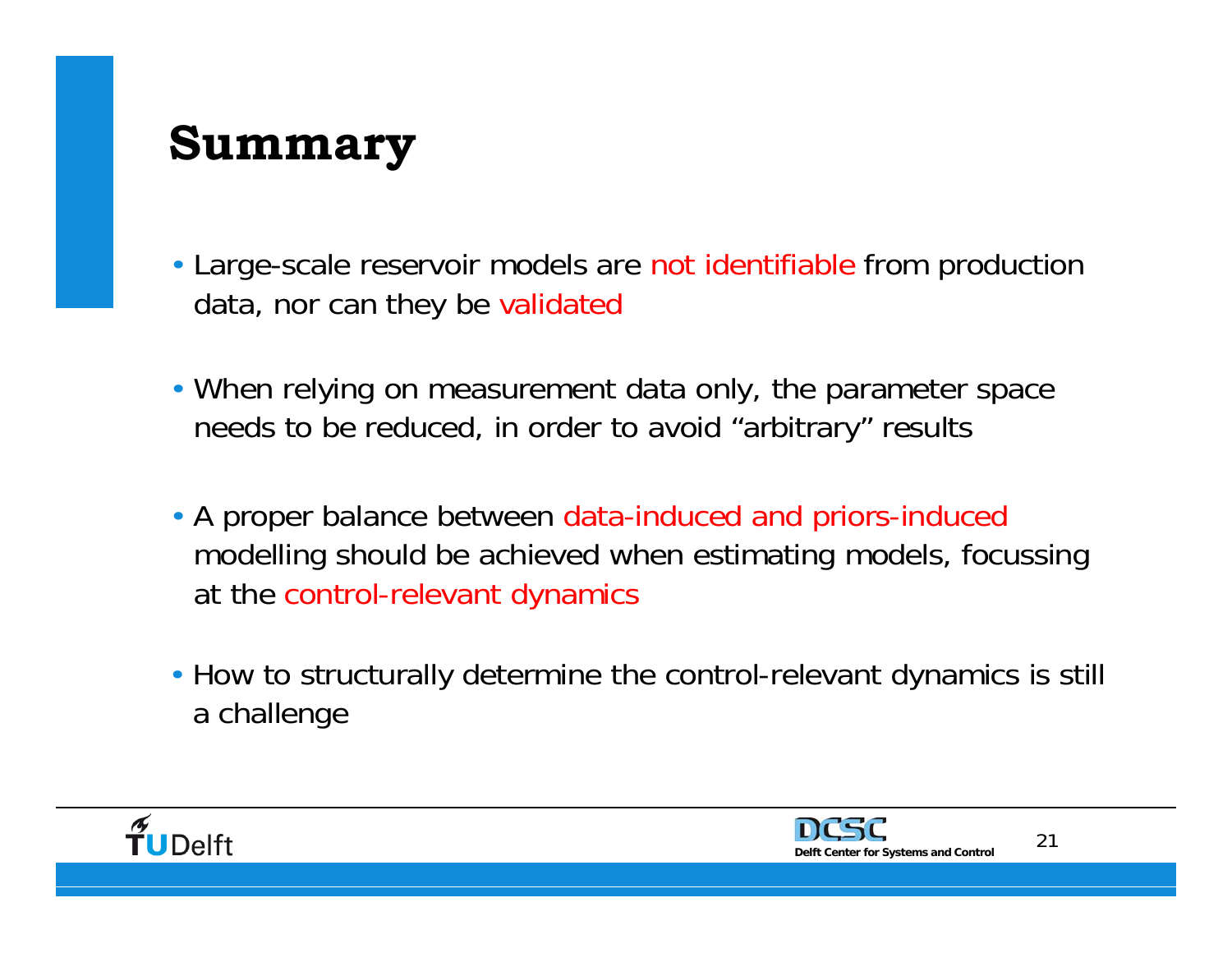# Summary

- Large-scale reservoir models are not identifiable from production data, nor can they be validated
- When relying on measurement data only, the parameter space needs to be reduced, in order to avoid “arbitrary” results
- A proper balance between data-induced and priors-induced modelling should be achieved when estimating models, focussing at the control-relevant dynamics
- How to structurally determine the control-relevant dynamics is still a challenge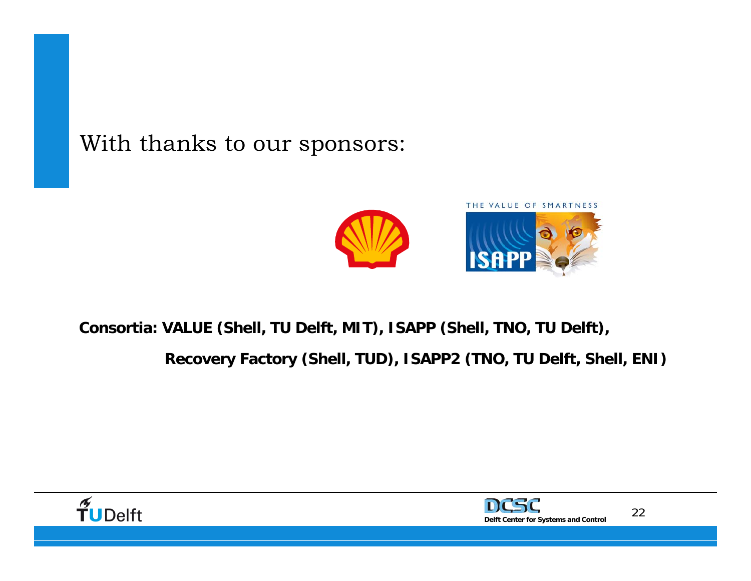## With thanks to our sponsors:

**Consortia: VALUE (Shell, TU Delft, MIT), ISAPP (Shell, TNO, TU Delft),**

**Recovery Factory (Shell, TUD), ISAPP2 (TNO, TU Delft, Shell, ENI)**